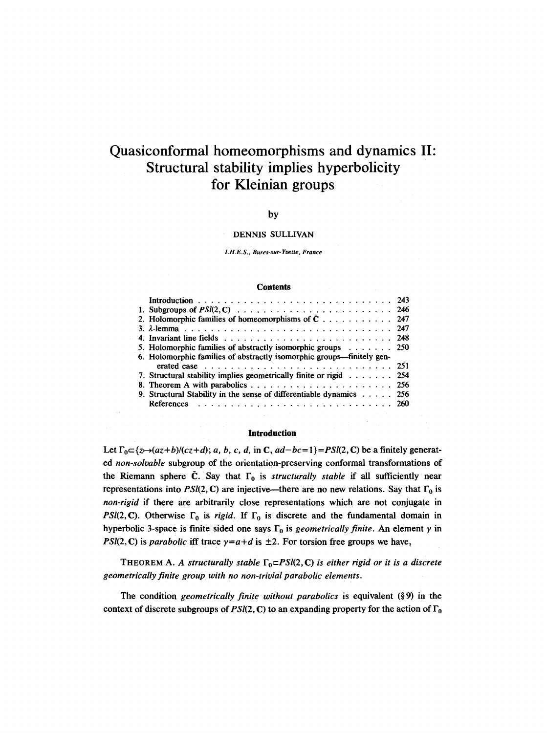# Quasiconformal homeomorphisms and dynamics II: Structural stability implies hyperbolicity for Kleinian groups

by

DENNIS SULLIVAN

*I.H.E.S., Bures-sur-Yvette, France*

## Contents

| | |
|---|---|
| Introduction | 243 |
| 1. Subgroups of $PSl(2, \mathbf{C})$ | 246 |
| 2. Holomorphic families of homeomorphisms of $\bar{\mathbf{C}}$ | 247 |
| 3. $\lambda$-lemma | 247 |
| 4. Invariant line fields | 248 |
| 5. Holomorphic families of abstractly isomorphic groups | 250 |
| 6. Holomorphic families of abstractly isomorphic groups—finitely generated case | 251 |
| 7. Structural stability implies geometrically finite or rigid | 254 |
| 8. Theorem A with parabolics | 256 |
| 9. Structural Stability in the sense of differentiable dynamics | 256 |
| References | 260 |

## Introduction

Let $\Gamma_0 \subset \{z \mapsto (az+b)/(cz+d);\, a, b, c, d, \text{ in } \mathbf{C},\, ad-bc=1\} = PSl(2, \mathbf{C})$ be a finitely generated *non-solvable* subgroup of the orientation-preserving conformal transformations of the Riemann sphere $\bar{\mathbf{C}}$. Say that $\Gamma_0$ is *structurally stable* if all sufficiently near representations into $PSl(2, \mathbf{C})$ are injective—there are no new relations. Say that $\Gamma_0$ is *non-rigid* if there are arbitrarily close representations which are not conjugate in $PSl(2, \mathbf{C})$. Otherwise $\Gamma_0$ is *rigid*. If $\Gamma_0$ is discrete and the fundamental domain in hyperbolic 3-space is finite sided one says $\Gamma_0$ is *geometrically finite*. An element $\gamma$ in $PSl(2, \mathbf{C})$ is *parabolic* iff trace $\gamma = a+d$ is $\pm 2$. For torsion free groups we have,

THEOREM A. *A structurally stable $\Gamma_0 \subset PSl(2, \mathbf{C})$ is either rigid or it is a discrete geometrically finite group with no non-trivial parabolic elements.*

The condition *geometrically finite without parabolics* is equivalent (§9) in the context of discrete subgroups of $PSl(2, \mathbf{C})$ to an expanding property for the action of $\Gamma_0$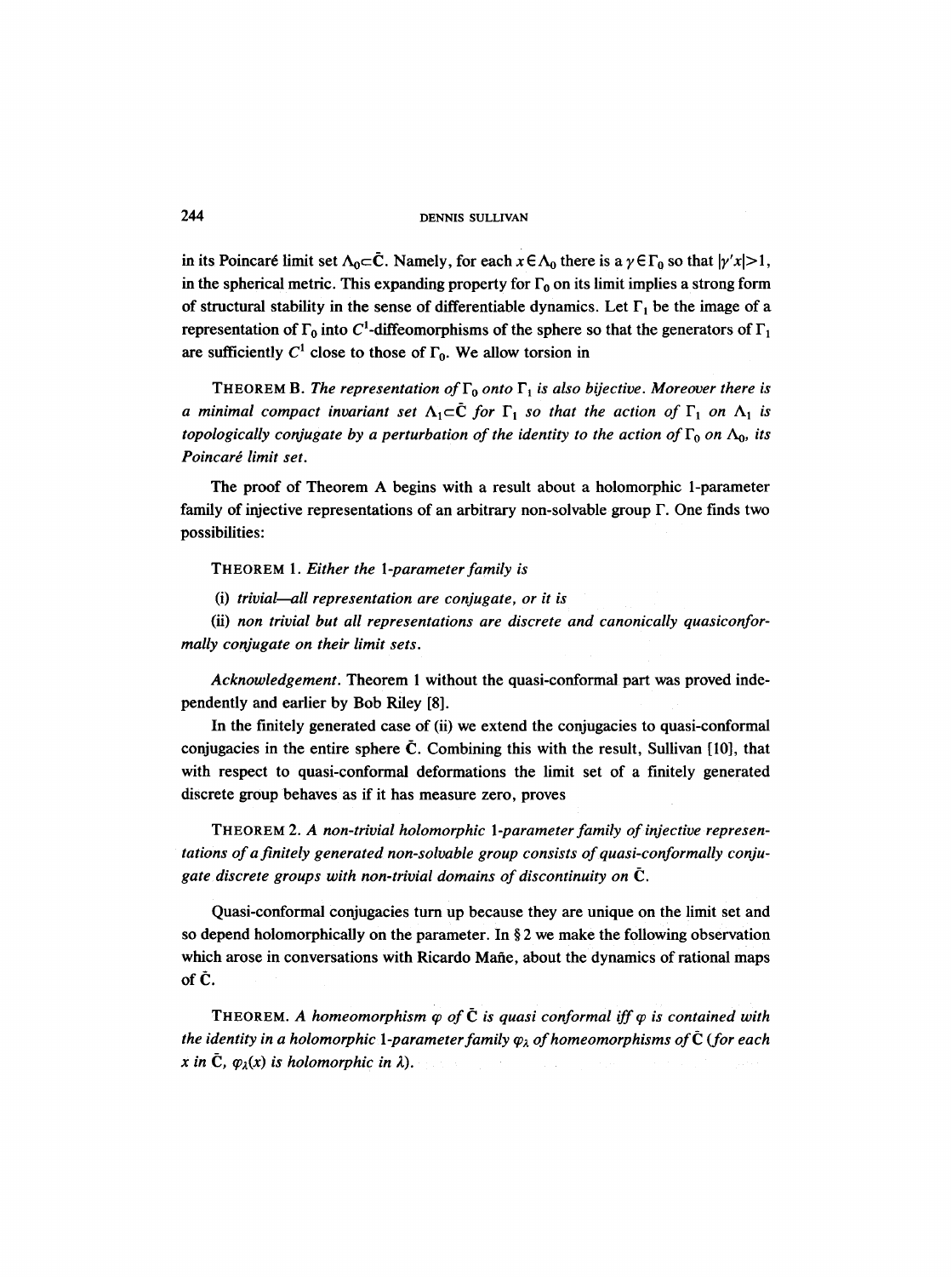in its Poincaré limit set $\Lambda_0 \subset \bar{\mathbf{C}}$. Namely, for each $x \in \Lambda_0$ there is a $\gamma \in \Gamma_0$ so that $|\gamma' x| > 1$, in the spherical metric. This expanding property for $\Gamma_0$ on its limit implies a strong form of structural stability in the sense of differentiable dynamics. Let $\Gamma_1$ be the image of a representation of $\Gamma_0$ into $C^1$-diffeomorphisms of the sphere so that the generators of $\Gamma_1$ are sufficiently $C^1$ close to those of $\Gamma_0$. We allow torsion in

THEOREM B. *The representation of $\Gamma_0$ onto $\Gamma_1$ is also bijective. Moreover there is a minimal compact invariant set $\Lambda_1 \subset \bar{\mathbf{C}}$ for $\Gamma_1$ so that the action of $\Gamma_1$ on $\Lambda_1$ is topologically conjugate by a perturbation of the identity to the action of $\Gamma_0$ on $\Lambda_0$, its Poincaré limit set.*

The proof of Theorem A begins with a result about a holomorphic 1-parameter family of injective representations of an arbitrary non-solvable group $\Gamma$. One finds two possibilities:

THEOREM 1. *Either the 1-parameter family is*

(i) *trivial—all representation are conjugate, or it is*

(ii) *non trivial but all representations are discrete and canonically quasiconformally conjugate on their limit sets.*

*Acknowledgement.* Theorem 1 without the quasi-conformal part was proved independently and earlier by Bob Riley [8].

In the finitely generated case of (ii) we extend the conjugacies to quasi-conformal conjugacies in the entire sphere $\bar{\mathbf{C}}$. Combining this with the result, Sullivan [10], that with respect to quasi-conformal deformations the limit set of a finitely generated discrete group behaves as if it has measure zero, proves

THEOREM 2. *A non-trivial holomorphic 1-parameter family of injective representations of a finitely generated non-solvable group consists of quasi-conformally conjugate discrete groups with non-trivial domains of discontinuity on $\bar{\mathbf{C}}$.*

Quasi-conformal conjugacies turn up because they are unique on the limit set and so depend holomorphically on the parameter. In § 2 we make the following observation which arose in conversations with Ricardo Mañe, about the dynamics of rational maps of $\bar{\mathbf{C}}$.

THEOREM. *A homeomorphism $\varphi$ of $\bar{\mathbf{C}}$ is quasi conformal iff $\varphi$ is contained with the identity in a holomorphic 1-parameter family $\varphi_\lambda$ of homeomorphisms of $\bar{\mathbf{C}}$ (for each $x$ in $\bar{\mathbf{C}}$, $\varphi_\lambda(x)$ is holomorphic in $\lambda$).*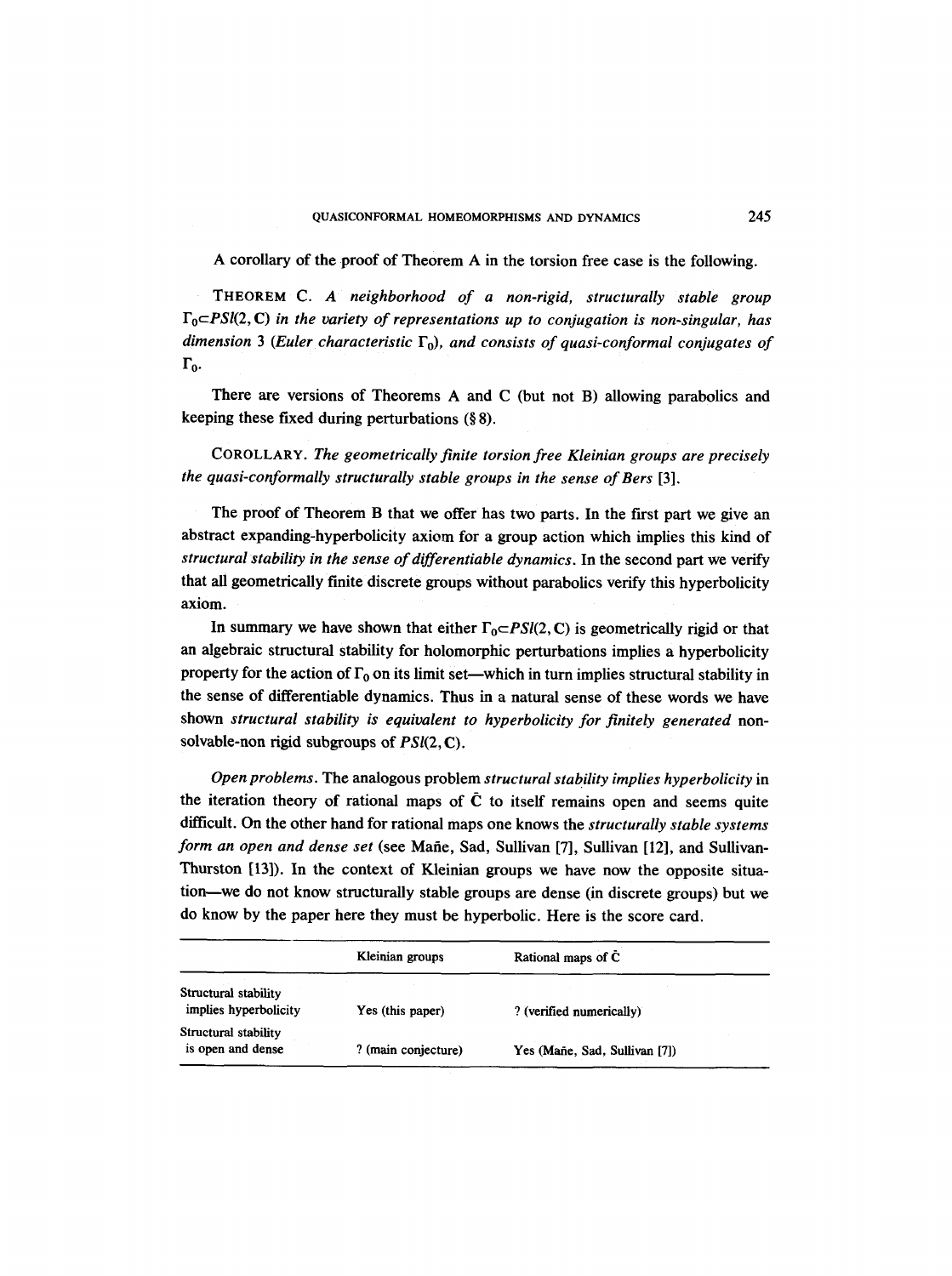A corollary of the proof of Theorem A in the torsion free case is the following.

THEOREM C. *A neighborhood of a non-rigid, structurally stable group $\Gamma_0 \subset PSl(2, \mathbf{C})$ in the variety of representations up to conjugation is non-singular, has dimension* 3 *(Euler characteristic $\Gamma_0$), and consists of quasi-conformal conjugates of $\Gamma_0$.*

There are versions of Theorems A and C (but not B) allowing parabolics and keeping these fixed during perturbations (§ 8).

COROLLARY. *The geometrically finite torsion free Kleinian groups are precisely the quasi-conformally structurally stable groups in the sense of Bers* [3].

The proof of Theorem B that we offer has two parts. In the first part we give an abstract expanding-hyperbolicity axiom for a group action which implies this kind of *structural stability in the sense of differentiable dynamics*. In the second part we verify that all geometrically finite discrete groups without parabolics verify this hyperbolicity axiom.

In summary we have shown that either $\Gamma_0 \subset PSl(2, \mathbf{C})$ is geometrically rigid or that an algebraic structural stability for holomorphic perturbations implies a hyperbolicity property for the action of $\Gamma_0$ on its limit set—which in turn implies structural stability in the sense of differentiable dynamics. Thus in a natural sense of these words we have shown *structural stability is equivalent to hyperbolicity for finitely generated* non-solvable-non rigid subgroups of $PSl(2, \mathbf{C})$.

*Open problems*. The analogous problem *structural stability implies hyperbolicity* in the iteration theory of rational maps of $\bar{\mathbf{C}}$ to itself remains open and seems quite difficult. On the other hand for rational maps one knows the *structurally stable systems form an open and dense set* (see Mañe, Sad, Sullivan [7], Sullivan [12], and Sullivan-Thurston [13]). In the context of Kleinian groups we have now the opposite situation—we do not know structurally stable groups are dense (in discrete groups) but we do know by the paper here they must be hyperbolic. Here is the score card.

| | Kleinian groups | Rational maps of $\bar{\mathbf{C}}$ |
|---|---|---|
| Structural stability implies hyperbolicity | Yes (this paper) | ? (verified numerically) |
| Structural stability is open and dense | ? (main conjecture) | Yes (Mañe, Sad, Sullivan [7]) |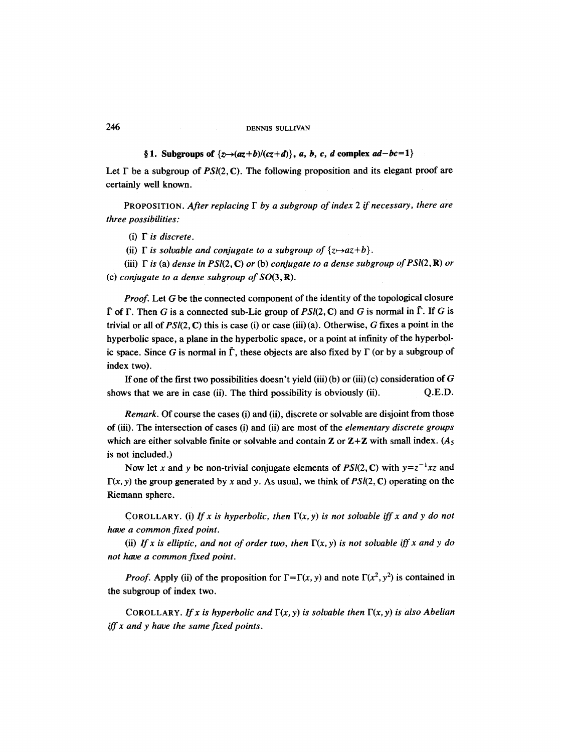## § 1. Subgroups of $\{z \mapsto (az+b)/(cz+d)\}$, $a, b, c, d$ complex $ad-bc=1\}$

Let $\Gamma$ be a subgroup of $PSl(2, \mathbf{C})$. The following proposition and its elegant proof are certainly well known.

PROPOSITION. *After replacing $\Gamma$ by a subgroup of index 2 if necessary, there are three possibilities:*

(i) *$\Gamma$ is discrete.*

(ii) *$\Gamma$ is solvable and conjugate to a subgroup of $\{z \mapsto az+b\}$.*

(iii) *$\Gamma$ is* (a) *dense in $PSl(2, \mathbf{C})$ or* (b) *conjugate to a dense subgroup of $PSl(2, \mathbf{R})$ or* (c) *conjugate to a dense subgroup of $SO(3, \mathbf{R})$.*

*Proof.* Let $G$ be the connected component of the identity of the topological closure $\bar{\Gamma}$ of $\Gamma$. Then $G$ is a connected sub-Lie group of $PSl(2, \mathbf{C})$ and $G$ is normal in $\bar{\Gamma}$. If $G$ is trivial or all of $PSl(2, \mathbf{C})$ this is case (i) or case (iii)(a). Otherwise, $G$ fixes a point in the hyperbolic space, a plane in the hyperbolic space, or a point at infinity of the hyperbolic space. Since $G$ is normal in $\bar{\Gamma}$, these objects are also fixed by $\Gamma$ (or by a subgroup of index two).

If one of the first two possibilities doesn't yield (iii)(b) or (iii)(c) consideration of $G$ shows that we are in case (ii). The third possibility is obviously (ii). Q.E.D.

*Remark.* Of course the cases (i) and (ii), discrete or solvable are disjoint from those of (iii). The intersection of cases (i) and (ii) are most of the *elementary discrete groups* which are either solvable finite or solvable and contain $\mathbf{Z}$ or $\mathbf{Z}+\mathbf{Z}$ with small index. ($A_5$ is not included.)

Now let $x$ and $y$ be non-trivial conjugate elements of $PSl(2, \mathbf{C})$ with $y=z^{-1}xz$ and $\Gamma(x, y)$ the group generated by $x$ and $y$. As usual, we think of $PSl(2, \mathbf{C})$ operating on the Riemann sphere.

COROLLARY. (i) *If $x$ is hyperbolic, then $\Gamma(x, y)$ is not solvable iff $x$ and $y$ do not have a common fixed point.*

(ii) *If $x$ is elliptic, and not of order two, then $\Gamma(x, y)$ is not solvable iff $x$ and $y$ do not have a common fixed point.*

*Proof.* Apply (ii) of the proposition for $\Gamma = \Gamma(x, y)$ and note $\Gamma(x^2, y^2)$ is contained in the subgroup of index two.

COROLLARY. *If $x$ is hyperbolic and $\Gamma(x, y)$ is solvable then $\Gamma(x, y)$ is also Abelian iff $x$ and $y$ have the same fixed points.*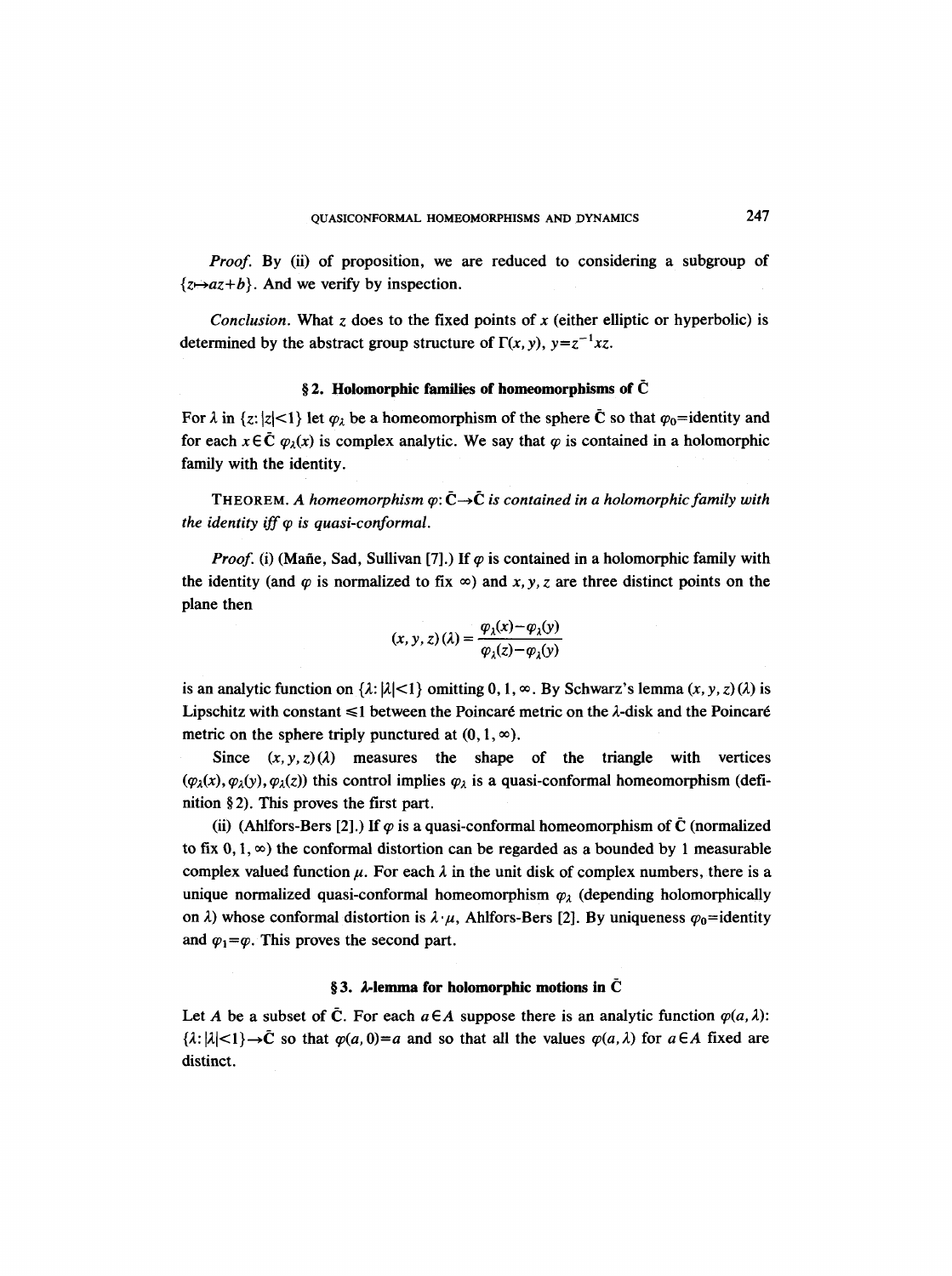*Proof.* By (ii) of proposition, we are reduced to considering a subgroup of $\{z \mapsto az+b\}$. And we verify by inspection.

*Conclusion.* What $z$ does to the fixed points of $x$ (either elliptic or hyperbolic) is determined by the abstract group structure of $\Gamma(x, y)$, $y = z^{-1}xz$.

## § 2. Holomorphic families of homeomorphisms of $\bar{\mathbf{C}}$

For $\lambda$ in $\{z: |z|<1\}$ let $\varphi_\lambda$ be a homeomorphism of the sphere $\bar{\mathbf{C}}$ so that $\varphi_0$=identity and for each $x \in \bar{\mathbf{C}}$ $\varphi_\lambda(x)$ is complex analytic. We say that $\varphi$ is contained in a holomorphic family with the identity.

THEOREM. *A homeomorphism $\varphi: \bar{\mathbf{C}} \to \bar{\mathbf{C}}$ is contained in a holomorphic family with the identity iff $\varphi$ is quasi-conformal.*

*Proof.* (i) (Mañe, Sad, Sullivan [7].) If $\varphi$ is contained in a holomorphic family with the identity (and $\varphi$ is normalized to fix $\infty$) and $x, y, z$ are three distinct points on the plane then

$$(x, y, z)(\lambda) = \frac{\varphi_\lambda(x) - \varphi_\lambda(y)}{\varphi_\lambda(z) - \varphi_\lambda(y)}$$

is an analytic function on $\{\lambda: |\lambda|<1\}$ omitting $0, 1, \infty$. By Schwarz's lemma $(x, y, z)(\lambda)$ is Lipschitz with constant $\leqslant 1$ between the Poincaré metric on the $\lambda$-disk and the Poincaré metric on the sphere triply punctured at $(0, 1, \infty)$.

Since $(x, y, z)(\lambda)$ measures the shape of the triangle with vertices $(\varphi_\lambda(x), \varphi_\lambda(y), \varphi_\lambda(z))$ this control implies $\varphi_\lambda$ is a quasi-conformal homeomorphism (definition § 2). This proves the first part.

(ii) (Ahlfors-Bers [2].) If $\varphi$ is a quasi-conformal homeomorphism of $\bar{\mathbf{C}}$ (normalized to fix $0, 1, \infty$) the conformal distortion can be regarded as a bounded by 1 measurable complex valued function $\mu$. For each $\lambda$ in the unit disk of complex numbers, there is a unique normalized quasi-conformal homeomorphism $\varphi_\lambda$ (depending holomorphically on $\lambda$) whose conformal distortion is $\lambda \cdot \mu$, Ahlfors-Bers [2]. By uniqueness $\varphi_0$=identity and $\varphi_1 = \varphi$. This proves the second part.

## § 3. $\lambda$-lemma for holomorphic motions in $\bar{\mathbf{C}}$

Let $A$ be a subset of $\bar{\mathbf{C}}$. For each $a \in A$ suppose there is an analytic function $\varphi(a, \lambda)$: $\{\lambda: |\lambda|<1\} \to \bar{\mathbf{C}}$ so that $\varphi(a, 0) = a$ and so that all the values $\varphi(a, \lambda)$ for $a \in A$ fixed are distinct.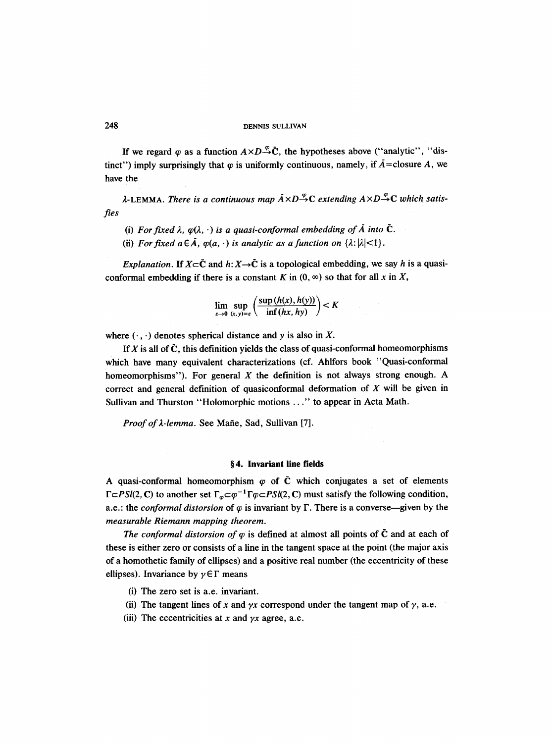If we regard $\varphi$ as a function $A\times D\xrightarrow{\varphi}\bar{\mathbf{C}}$, the hypotheses above ("analytic", "distinct") imply surprisingly that $\varphi$ is uniformly continuous, namely, if $\bar{A}$=closure $A$, we have the

$\lambda$-LEMMA. *There is a continuous map* $\bar{A}\times D\xrightarrow{\varphi}\mathbf{C}$ *extending* $A\times D\xrightarrow{\varphi}\mathbf{C}$ *which satisfies*

(i) *For fixed* $\lambda$, $\varphi(\lambda,\cdot)$ *is a quasi-conformal embedding of* $\bar{A}$ *into* $\bar{\mathbf{C}}$.

(ii) *For fixed* $a\in\bar{A}$, $\varphi(a,\cdot)$ *is analytic as a function on* $\{\lambda: |\lambda|<1\}$.

*Explanation.* If $X\subset\bar{\mathbf{C}}$ and $h: X\to\bar{\mathbf{C}}$ is a topological embedding, we say $h$ is a quasi-conformal embedding if there is a constant $K$ in $(0,\infty)$ so that for all $x$ in $X$,

$$\lim_{\varepsilon\to 0}\sup_{(x,y)=\varepsilon}\left(\frac{\sup(h(x),h(y))}{\inf(hx,hy)}\right)<K$$

where $(\cdot,\cdot)$ denotes spherical distance and $y$ is also in $X$.

If $X$ is all of $\bar{\mathbf{C}}$, this definition yields the class of quasi-conformal homeomorphisms which have many equivalent characterizations (cf. Ahlfors book "Quasi-conformal homeomorphisms"). For general $X$ the definition is not always strong enough. A correct and general definition of quasiconformal deformation of $X$ will be given in Sullivan and Thurston "Holomorphic motions ..." to appear in Acta Math.

*Proof of $\lambda$-lemma.* See Mañe, Sad, Sullivan [7].

## § 4. Invariant line fields

A quasi-conformal homeomorphism $\varphi$ of $\bar{\mathbf{C}}$ which conjugates a set of elements $\Gamma\subset PSl(2,\mathbf{C})$ to another set $\Gamma_\varphi\subset\varphi^{-1}\Gamma\varphi\subset PSl(2,\mathbf{C})$ must satisfy the following condition, a.e.: the *conformal distorsion* of $\varphi$ is invariant by $\Gamma$. There is a converse—given by the *measurable Riemann mapping theorem.*

*The conformal distorsion of* $\varphi$ is defined at almost all points of $\bar{\mathbf{C}}$ and at each of these is either zero or consists of a line in the tangent space at the point (the major axis of a homothetic family of ellipses) and a positive real number (the eccentricity of these ellipses). Invariance by $\gamma\in\Gamma$ means

(i) The zero set is a.e. invariant.

(ii) The tangent lines of $x$ and $\gamma x$ correspond under the tangent map of $\gamma$, a.e.

(iii) The eccentricities at $x$ and $\gamma x$ agree, a.e.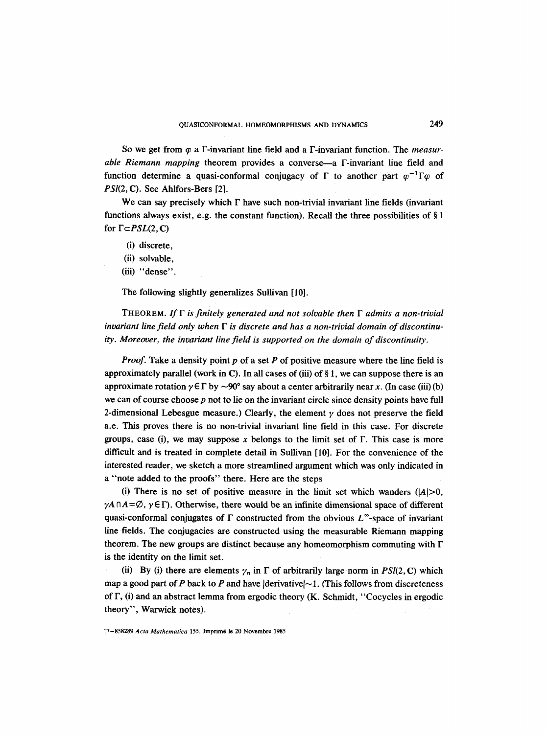So we get from $\varphi$ a $\Gamma$-invariant line field and a $\Gamma$-invariant function. The *measurable Riemann mapping* theorem provides a converse—a $\Gamma$-invariant line field and function determine a quasi-conformal conjugacy of $\Gamma$ to another part $\varphi^{-1}\Gamma\varphi$ of $PSl(2, \mathbf{C})$. See Ahlfors-Bers [2].

We can say precisely which $\Gamma$ have such non-trivial invariant line fields (invariant functions always exist, e.g. the constant function). Recall the three possibilities of § 1 for $\Gamma \subset PSL(2, \mathbf{C})$

(i) discrete,

(ii) solvable,

(iii) "dense".

The following slightly generalizes Sullivan [10].

THEOREM. *If $\Gamma$ is finitely generated and not solvable then $\Gamma$ admits a non-trivial invariant line field only when $\Gamma$ is discrete and has a non-trivial domain of discontinuity. Moreover, the invariant line field is supported on the domain of discontinuity.*

*Proof.* Take a density point $p$ of a set $P$ of positive measure where the line field is approximately parallel (work in $\mathbf{C}$). In all cases of (iii) of § 1, we can suppose there is an approximate rotation $\gamma \in \Gamma$ by $\sim 90°$ say about a center arbitrarily near $x$. (In case (iii) (b) we can of course choose $p$ not to lie on the invariant circle since density points have full 2-dimensional Lebesgue measure.) Clearly, the element $\gamma$ does not preserve the field a.e. This proves there is no non-trivial invariant line field in this case. For discrete groups, case (i), we may suppose $x$ belongs to the limit set of $\Gamma$. This case is more difficult and is treated in complete detail in Sullivan [10]. For the convenience of the interested reader, we sketch a more streamlined argument which was only indicated in a "note added to the proofs" there. Here are the steps

(i) There is no set of positive measure in the limit set which wanders ($|A|>0$, $\gamma A \cap A = \emptyset$, $\gamma \in \Gamma$). Otherwise, there would be an infinite dimensional space of different quasi-conformal conjugates of $\Gamma$ constructed from the obvious $L^\infty$-space of invariant line fields. The conjugacies are constructed using the measurable Riemann mapping theorem. The new groups are distinct because any homeomorphism commuting with $\Gamma$ is the identity on the limit set.

(ii) By (i) there are elements $\gamma_n$ in $\Gamma$ of arbitrarily large norm in $PSl(2, \mathbf{C})$ which map a good part of $P$ back to $P$ and have $|\text{derivative}| \sim 1$. (This follows from discreteness of $\Gamma$, (i) and an abstract lemma from ergodic theory (K. Schmidt, "Cocycles in ergodic theory", Warwick notes).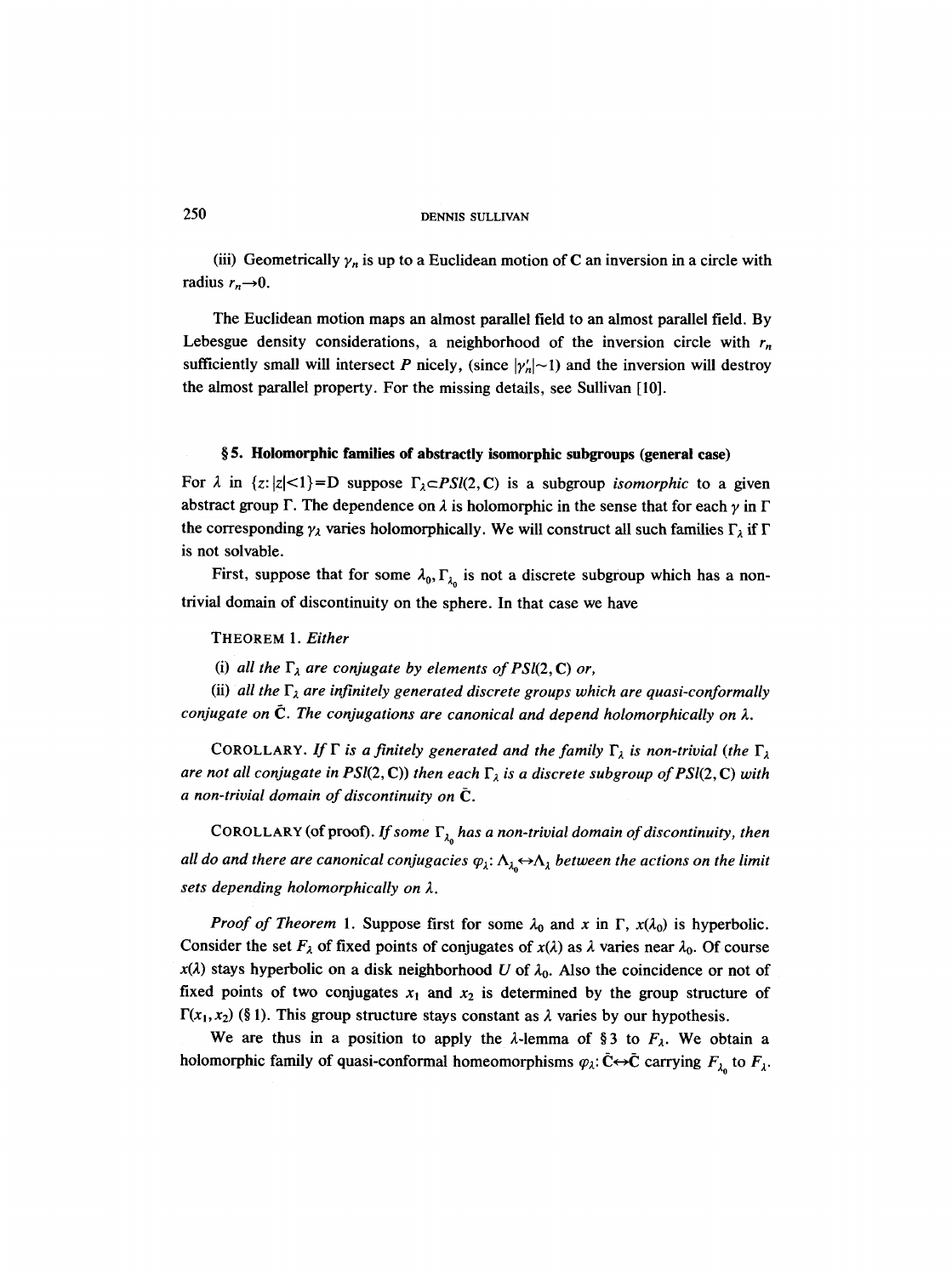(iii) Geometrically $\gamma_n$ is up to a Euclidean motion of $\mathbf{C}$ an inversion in a circle with radius $r_n \to 0$.

The Euclidean motion maps an almost parallel field to an almost parallel field. By Lebesgue density considerations, a neighborhood of the inversion circle with $r_n$ sufficiently small will intersect $P$ nicely, (since $|\gamma_n'| \sim 1$) and the inversion will destroy the almost parallel property. For the missing details, see Sullivan [10].

## § 5. Holomorphic families of abstractly isomorphic subgroups (general case)

For $\lambda$ in $\{z: |z|<1\} = D$ suppose $\Gamma_\lambda \subset PSl(2, \mathbf{C})$ is a subgroup *isomorphic* to a given abstract group $\Gamma$. The dependence on $\lambda$ is holomorphic in the sense that for each $\gamma$ in $\Gamma$ the corresponding $\gamma_\lambda$ varies holomorphically. We will construct all such families $\Gamma_\lambda$ if $\Gamma$ is not solvable.

First, suppose that for some $\lambda_0, \Gamma_{\lambda_0}$ is not a discrete subgroup which has a non-trivial domain of discontinuity on the sphere. In that case we have

THEOREM 1. *Either*

*(i) all the $\Gamma_\lambda$ are conjugate by elements of $PSl(2, \mathbf{C})$ or,*

*(ii) all the $\Gamma_\lambda$ are infinitely generated discrete groups which are quasi-conformally conjugate on $\bar{\mathbf{C}}$. The conjugations are canonical and depend holomorphically on $\lambda$.*

COROLLARY. *If $\Gamma$ is a finitely generated and the family $\Gamma_\lambda$ is non-trivial (the $\Gamma_\lambda$ are not all conjugate in $PSl(2, \mathbf{C})$) then each $\Gamma_\lambda$ is a discrete subgroup of $PSl(2, \mathbf{C})$ with a non-trivial domain of discontinuity on $\bar{\mathbf{C}}$.*

COROLLARY (of proof). *If some $\Gamma_{\lambda_0}$ has a non-trivial domain of discontinuity, then all do and there are canonical conjugacies $\varphi_\lambda: \Lambda_{\lambda_0} \leftrightarrow \Lambda_\lambda$ between the actions on the limit sets depending holomorphically on $\lambda$.*

*Proof of Theorem* 1. Suppose first for some $\lambda_0$ and $x$ in $\Gamma$, $x(\lambda_0)$ is hyperbolic. Consider the set $F_\lambda$ of fixed points of conjugates of $x(\lambda)$ as $\lambda$ varies near $\lambda_0$. Of course $x(\lambda)$ stays hyperbolic on a disk neighborhood $U$ of $\lambda_0$. Also the coincidence or not of fixed points of two conjugates $x_1$ and $x_2$ is determined by the group structure of $\Gamma(x_1, x_2)$ (§ 1). This group structure stays constant as $\lambda$ varies by our hypothesis.

We are thus in a position to apply the $\lambda$-lemma of § 3 to $F_\lambda$. We obtain a holomorphic family of quasi-conformal homeomorphisms $\varphi_\lambda: \bar{\mathbf{C}} \leftrightarrow \bar{\mathbf{C}}$ carrying $F_{\lambda_0}$ to $F_\lambda$.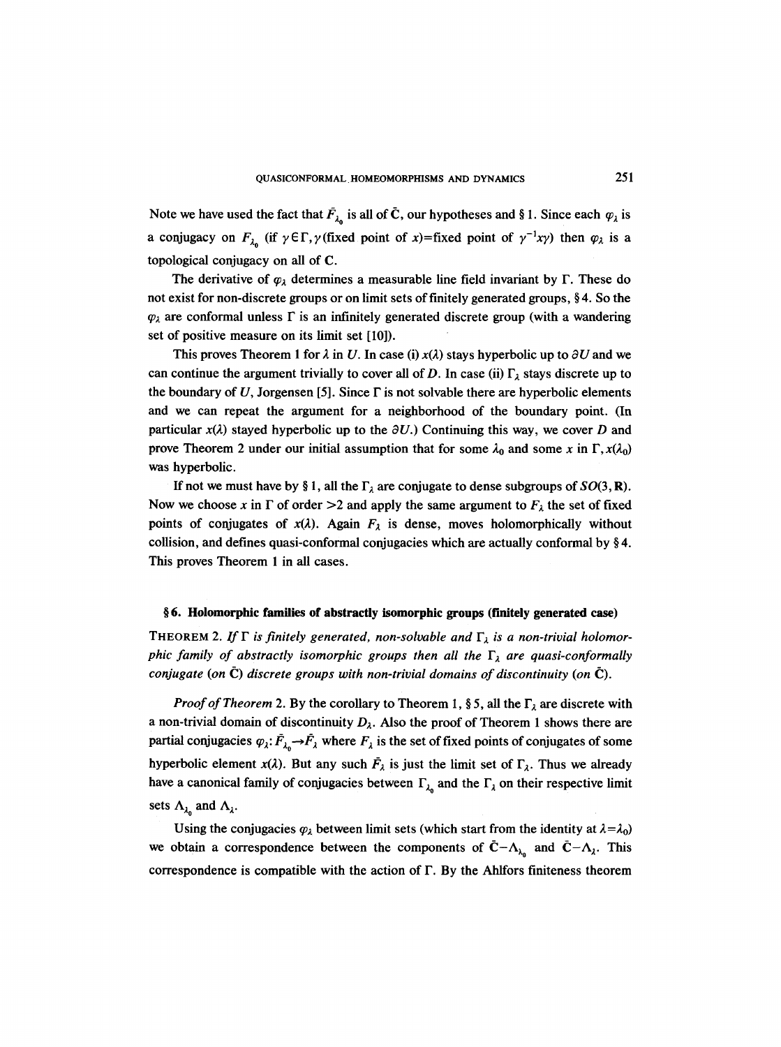Note we have used the fact that $\bar{F}_{\lambda_0}$ is all of $\bar{\mathbf{C}}$, our hypotheses and § 1. Since each $\varphi_\lambda$ is a conjugacy on $F_{\lambda_0}$ (if $\gamma \in \Gamma, \gamma$(fixed point of $x$)=fixed point of $\gamma^{-1}x\gamma$) then $\varphi_\lambda$ is a topological conjugacy on all of $\mathbf{C}$.

The derivative of $\varphi_\lambda$ determines a measurable line field invariant by $\Gamma$. These do not exist for non-discrete groups or on limit sets of finitely generated groups, § 4. So the $\varphi_\lambda$ are conformal unless $\Gamma$ is an infinitely generated discrete group (with a wandering set of positive measure on its limit set [10]).

This proves Theorem 1 for $\lambda$ in $U$. In case (i) $x(\lambda)$ stays hyperbolic up to $\partial U$ and we can continue the argument trivially to cover all of $D$. In case (ii) $\Gamma_\lambda$ stays discrete up to the boundary of $U$, Jorgensen [5]. Since $\Gamma$ is not solvable there are hyperbolic elements and we can repeat the argument for a neighborhood of the boundary point. (In particular $x(\lambda)$ stayed hyperbolic up to the $\partial U$.) Continuing this way, we cover $D$ and prove Theorem 2 under our initial assumption that for some $\lambda_0$ and some $x$ in $\Gamma, x(\lambda_0)$ was hyperbolic.

If not we must have by § 1, all the $\Gamma_\lambda$ are conjugate to dense subgroups of $SO(3, \mathbf{R})$. Now we choose $x$ in $\Gamma$ of order $>2$ and apply the same argument to $F_\lambda$ the set of fixed points of conjugates of $x(\lambda)$. Again $F_\lambda$ is dense, moves holomorphically without collision, and defines quasi-conformal conjugacies which are actually conformal by § 4. This proves Theorem 1 in all cases.

## § 6. Holomorphic families of abstractly isomorphic groups (finitely generated case)

THEOREM 2. *If $\Gamma$ is finitely generated, non-solvable and $\Gamma_\lambda$ is a non-trivial holomorphic family of abstractly isomorphic groups then all the $\Gamma_\lambda$ are quasi-conformally conjugate (on $\bar{\mathbf{C}}$) discrete groups with non-trivial domains of discontinuity (on $\bar{\mathbf{C}}$).*

*Proof of Theorem* 2. By the corollary to Theorem 1, § 5, all the $\Gamma_\lambda$ are discrete with a non-trivial domain of discontinuity $D_\lambda$. Also the proof of Theorem 1 shows there are partial conjugacies $\varphi_\lambda: \bar{F}_{\lambda_0} \to \bar{F}_\lambda$ where $F_\lambda$ is the set of fixed points of conjugates of some hyperbolic element $x(\lambda)$. But any such $\bar{F}_\lambda$ is just the limit set of $\Gamma_\lambda$. Thus we already have a canonical family of conjugacies between $\Gamma_{\lambda_0}$ and the $\Gamma_\lambda$ on their respective limit sets $\Lambda_{\lambda_0}$ and $\Lambda_\lambda$.

Using the conjugacies $\varphi_\lambda$ between limit sets (which start from the identity at $\lambda = \lambda_0$) we obtain a correspondence between the components of $\bar{\mathbf{C}} - \Lambda_{\lambda_0}$ and $\bar{\mathbf{C}} - \Lambda_\lambda$. This correspondence is compatible with the action of $\Gamma$. By the Ahlfors finiteness theorem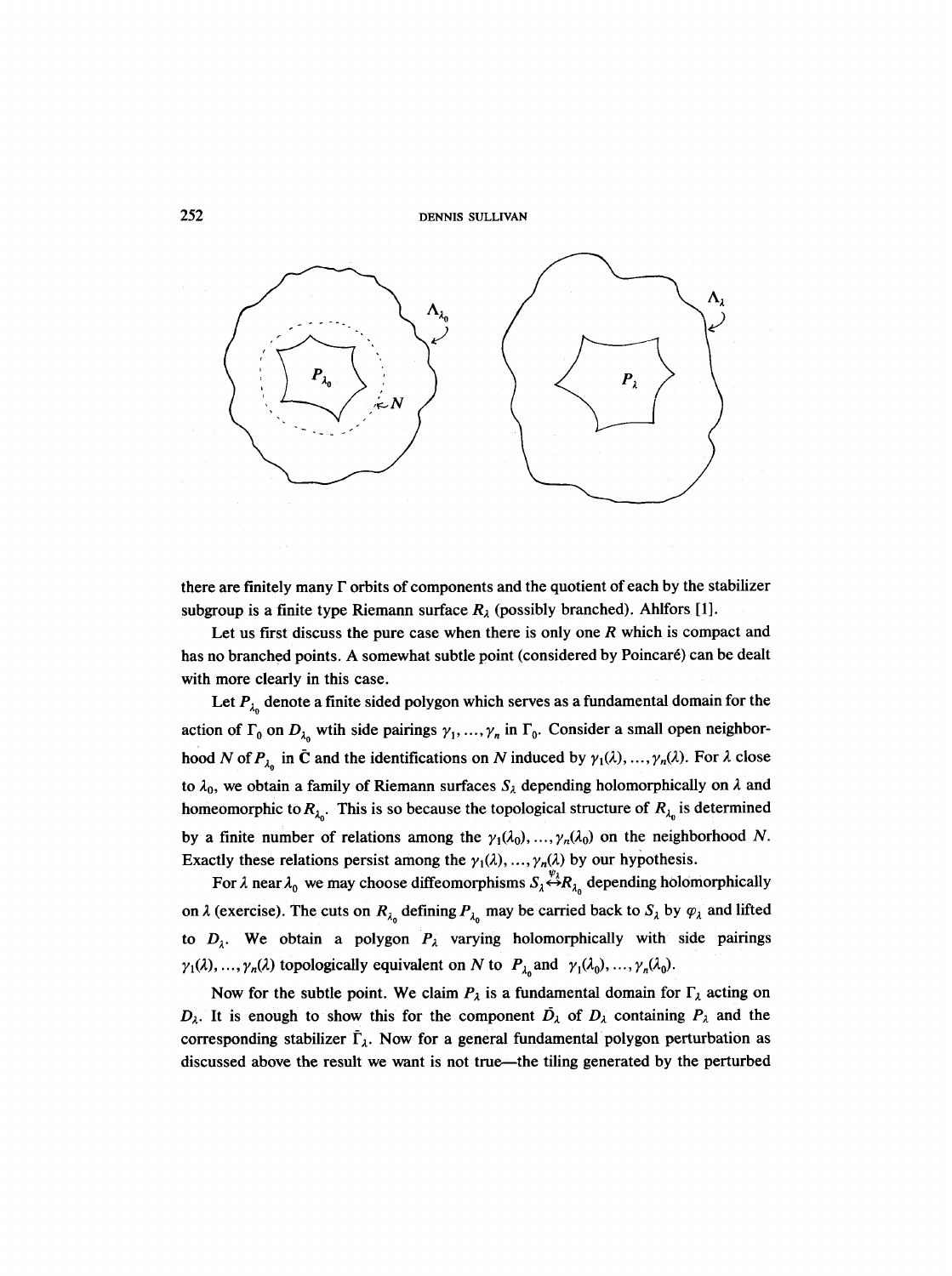there are finitely many $\Gamma$ orbits of components and the quotient of each by the stabilizer subgroup is a finite type Riemann surface $R_\lambda$ (possibly branched). Ahlfors [1].

Let us first discuss the pure case when there is only one $R$ which is compact and has no branched points. A somewhat subtle point (considered by Poincaré) can be dealt with more clearly in this case.

Let $P_{\lambda_0}$ denote a finite sided polygon which serves as a fundamental domain for the action of $\Gamma_0$ on $D_{\lambda_0}$ wtih side pairings $\gamma_1, \ldots, \gamma_n$ in $\Gamma_0$. Consider a small open neighborhood $N$ of $P_{\lambda_0}$ in $\bar{\mathbf{C}}$ and the identifications on $N$ induced by $\gamma_1(\lambda), \ldots, \gamma_n(\lambda)$. For $\lambda$ close to $\lambda_0$, we obtain a family of Riemann surfaces $S_\lambda$ depending holomorphically on $\lambda$ and homeomorphic to $R_{\lambda_0}$. This is so because the topological structure of $R_{\lambda_0}$ is determined by a finite number of relations among the $\gamma_1(\lambda_0), \ldots, \gamma_n(\lambda_0)$ on the neighborhood $N$. Exactly these relations persist among the $\gamma_1(\lambda), \ldots, \gamma_n(\lambda)$ by our hypothesis.

For $\lambda$ near $\lambda_0$ we may choose diffeomorphisms $S_\lambda \overset{\varphi_\lambda}{\leftrightarrow} R_{\lambda_0}$ depending holomorphically on $\lambda$ (exercise). The cuts on $R_{\lambda_0}$ defining $P_{\lambda_0}$ may be carried back to $S_\lambda$ by $\varphi_\lambda$ and lifted to $D_\lambda$. We obtain a polygon $P_\lambda$ varying holomorphically with side pairings $\gamma_1(\lambda), \ldots, \gamma_n(\lambda)$ topologically equivalent on $N$ to $P_{\lambda_0}$ and $\gamma_1(\lambda_0), \ldots, \gamma_n(\lambda_0)$.

Now for the subtle point. We claim $P_\lambda$ is a fundamental domain for $\Gamma_\lambda$ acting on $D_\lambda$. It is enough to show this for the component $\tilde{D}_\lambda$ of $D_\lambda$ containing $P_\lambda$ and the corresponding stabilizer $\tilde{\Gamma}_\lambda$. Now for a general fundamental polygon perturbation as discussed above the result we want is not true—the tiling generated by the perturbed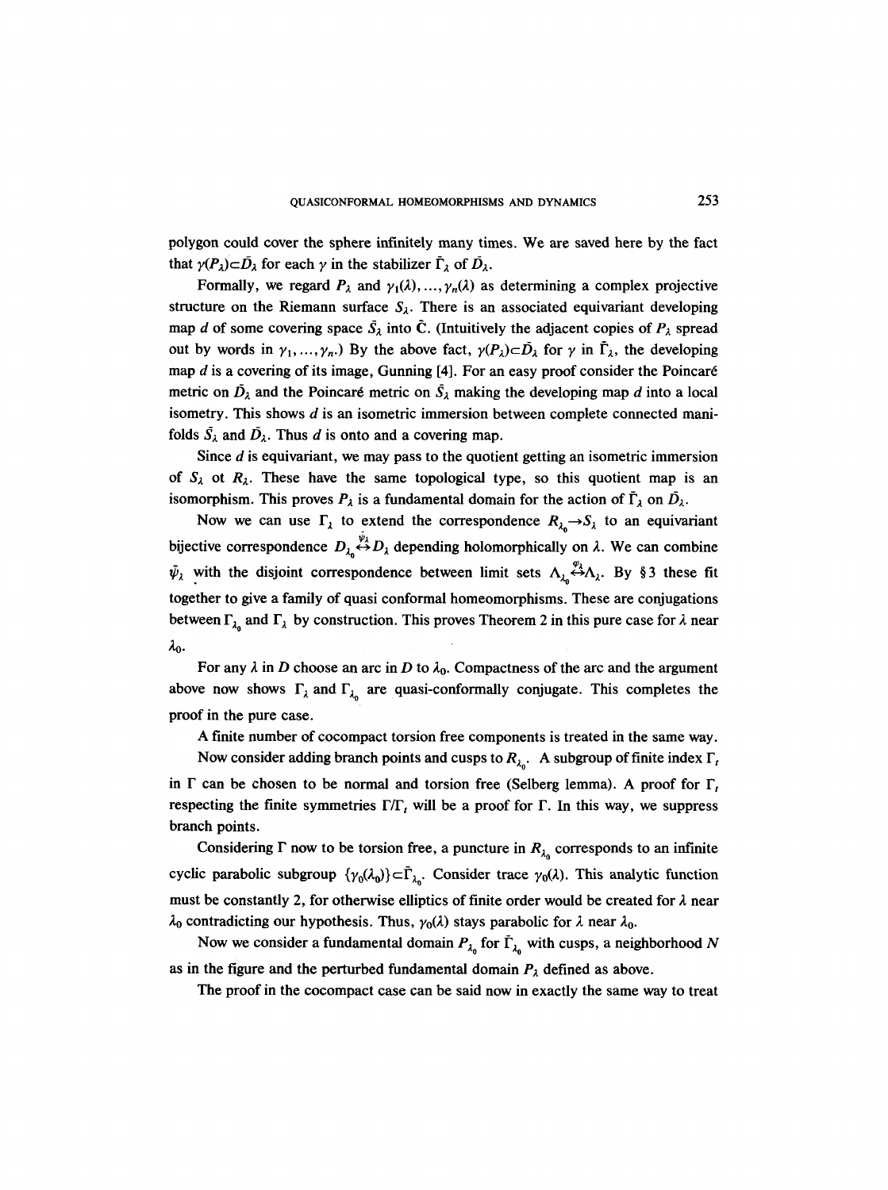polygon could cover the sphere infinitely many times. We are saved here by the fact that $\gamma(P_\lambda)\subset\tilde{D}_\lambda$ for each $\gamma$ in the stabilizer $\tilde{\Gamma}_\lambda$ of $\tilde{D}_\lambda$.

Formally, we regard $P_\lambda$ and $\gamma_1(\lambda), \ldots, \gamma_n(\lambda)$ as determining a complex projective structure on the Riemann surface $S_\lambda$. There is an associated equivariant developing map $d$ of some covering space $\tilde{S}_\lambda$ into $\bar{\mathbf{C}}$. (Intuitively the adjacent copies of $P_\lambda$ spread out by words in $\gamma_1, \ldots, \gamma_n$.) By the above fact, $\gamma(P_\lambda)\subset\tilde{D}_\lambda$ for $\gamma$ in $\tilde{\Gamma}_\lambda$, the developing map $d$ is a covering of its image, Gunning [4]. For an easy proof consider the Poincaré metric on $\tilde{D}_\lambda$ and the Poincaré metric on $\tilde{S}_\lambda$ making the developing map $d$ into a local isometry. This shows $d$ is an isometric immersion between complete connected manifolds $\tilde{S}_\lambda$ and $\tilde{D}_\lambda$. Thus $d$ is onto and a covering map.

Since $d$ is equivariant, we may pass to the quotient getting an isometric immersion of $S_\lambda$ ot $R_\lambda$. These have the same topological type, so this quotient map is an isomorphism. This proves $P_\lambda$ is a fundamental domain for the action of $\tilde{\Gamma}_\lambda$ on $\tilde{D}_\lambda$.

Now we can use $\Gamma_\lambda$ to extend the correspondence $R_{\lambda_0}\to S_\lambda$ to an equivariant bijective correspondence $D_{\lambda_0}\overset{\tilde{\psi}_\lambda}{\leftrightarrow}D_\lambda$ depending holomorphically on $\lambda$. We can combine $\tilde{\psi}_\lambda$ with the disjoint correspondence between limit sets $\Lambda_{\lambda_0}\overset{\varphi_\lambda}{\leftrightarrow}\Lambda_\lambda$. By § 3 these fit together to give a family of quasi conformal homeomorphisms. These are conjugations between $\Gamma_{\lambda_0}$ and $\Gamma_\lambda$ by construction. This proves Theorem 2 in this pure case for $\lambda$ near $\lambda_0$.

For any $\lambda$ in $D$ choose an arc in $D$ to $\lambda_0$. Compactness of the arc and the argument above now shows $\Gamma_\lambda$ and $\Gamma_{\lambda_0}$ are quasi-conformally conjugate. This completes the proof in the pure case.

A finite number of cocompact torsion free components is treated in the same way.

Now consider adding branch points and cusps to $R_{\lambda_0}$. A subgroup of finite index $\Gamma_t$ in $\Gamma$ can be chosen to be normal and torsion free (Selberg lemma). A proof for $\Gamma_t$ respecting the finite symmetries $\Gamma/\Gamma_t$ will be a proof for $\Gamma$. In this way, we suppress branch points.

Considering $\Gamma$ now to be torsion free, a puncture in $R_{\lambda_0}$ corresponds to an infinite cyclic parabolic subgroup $\{\gamma_0(\lambda_0)\}\subset\tilde{\Gamma}_{\lambda_0}$. Consider trace $\gamma_0(\lambda)$. This analytic function must be constantly 2, for otherwise elliptics of finite order would be created for $\lambda$ near $\lambda_0$ contradicting our hypothesis. Thus, $\gamma_0(\lambda)$ stays parabolic for $\lambda$ near $\lambda_0$.

Now we consider a fundamental domain $P_{\lambda_0}$ for $\tilde{\Gamma}_{\lambda_0}$ with cusps, a neighborhood $N$ as in the figure and the perturbed fundamental domain $P_\lambda$ defined as above.

The proof in the cocompact case can be said now in exactly the same way to treat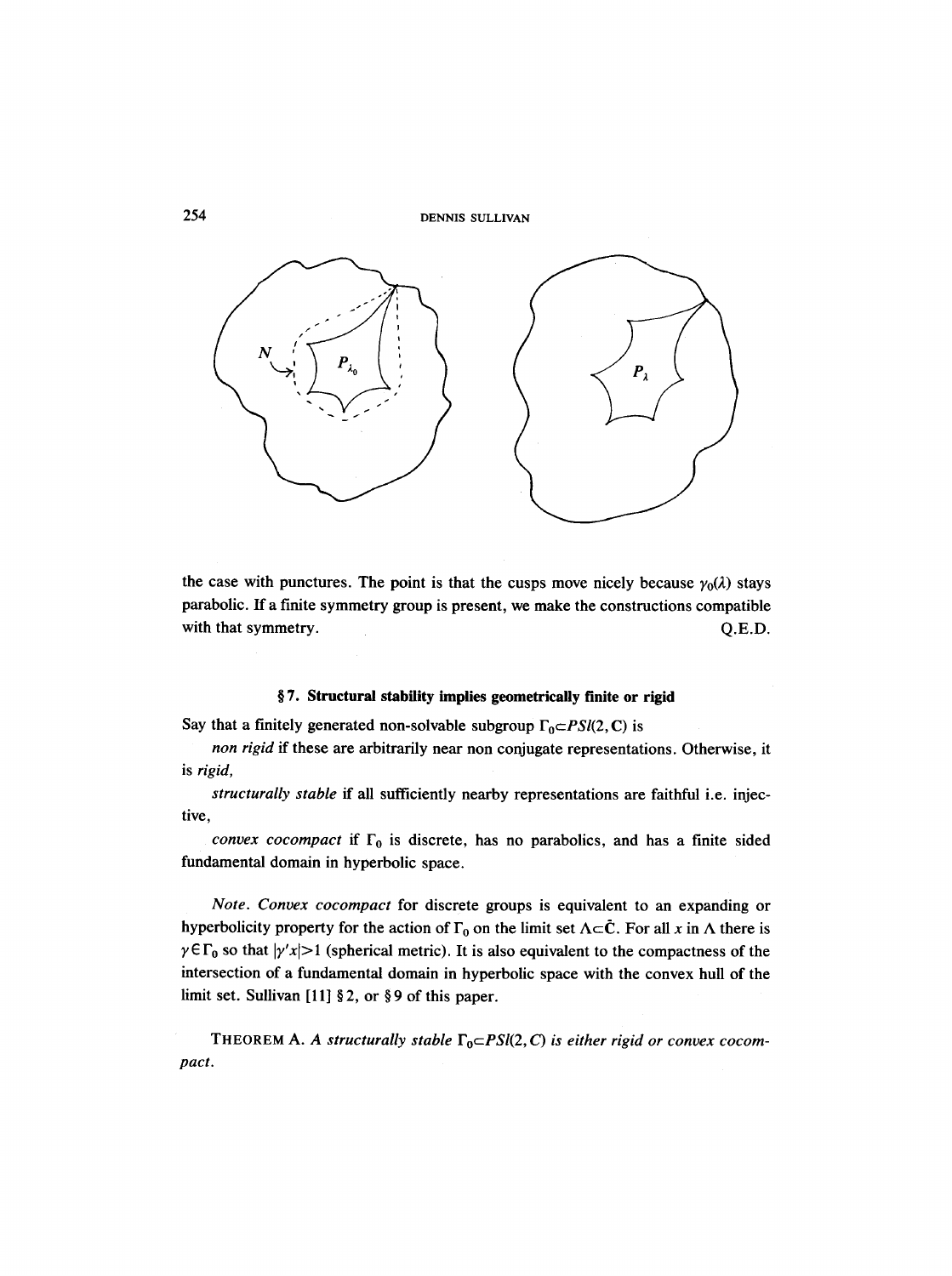the case with punctures. The point is that the cusps move nicely because $\gamma_0(\lambda)$ stays parabolic. If a finite symmetry group is present, we make the constructions compatible with that symmetry. Q.E.D.

### § 7. Structural stability implies geometrically finite or rigid

Say that a finitely generated non-solvable subgroup $\Gamma_0 \subset PSl(2, \mathbf{C})$ is

*non rigid* if these are arbitrarily near non conjugate representations. Otherwise, it is *rigid,*

*structurally stable* if all sufficiently nearby representations are faithful i.e. injective,

*convex cocompact* if $\Gamma_0$ is discrete, has no parabolics, and has a finite sided fundamental domain in hyperbolic space.

*Note. Convex cocompact* for discrete groups is equivalent to an expanding or hyperbolicity property for the action of $\Gamma_0$ on the limit set $\Lambda \subset \bar{\mathbf{C}}$. For all $x$ in $\Lambda$ there is $\gamma \in \Gamma_0$ so that $|\gamma' x| > 1$ (spherical metric). It is also equivalent to the compactness of the intersection of a fundamental domain in hyperbolic space with the convex hull of the limit set. Sullivan [11] § 2, or § 9 of this paper.

THEOREM A. *A structurally stable $\Gamma_0 \subset PSl(2, C)$ is either rigid or convex cocompact.*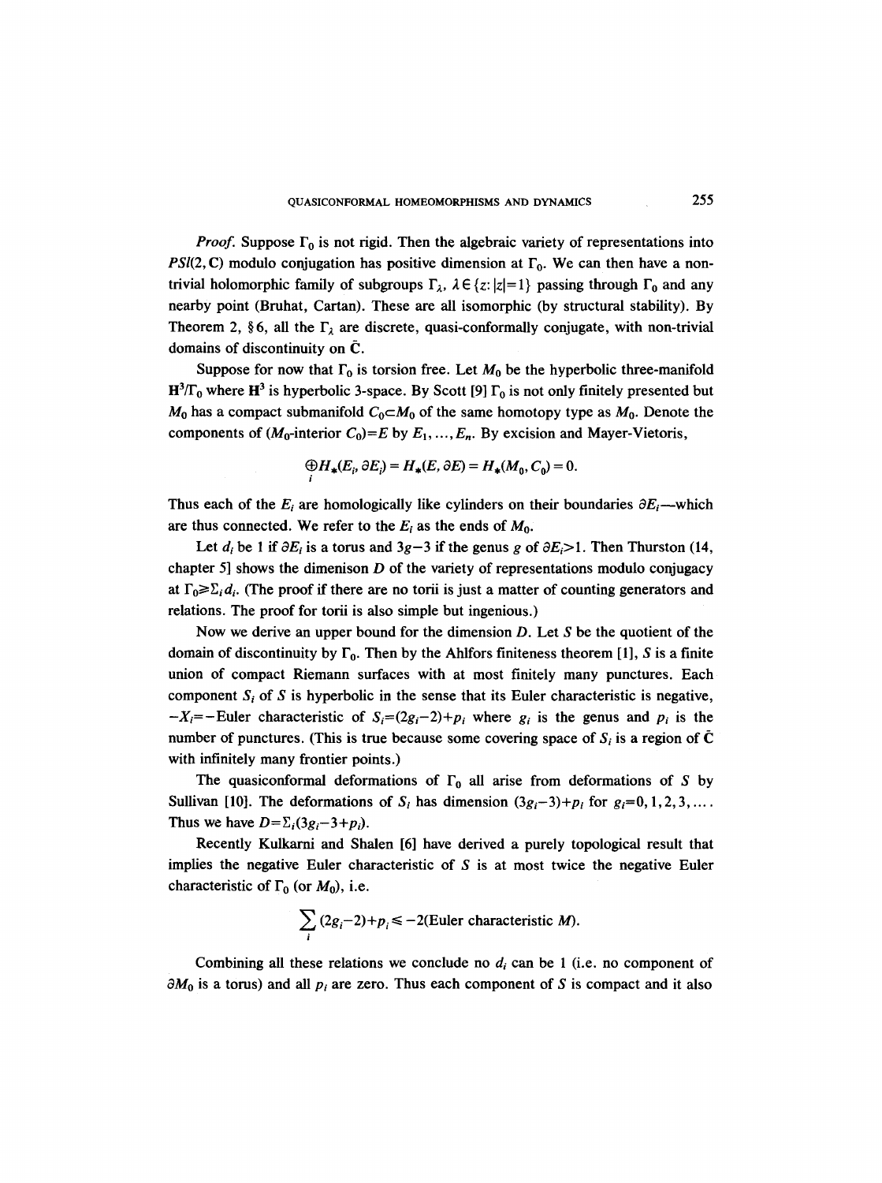*Proof.* Suppose $\Gamma_0$ is not rigid. Then the algebraic variety of representations into $PSl(2, \mathbf{C})$ modulo conjugation has positive dimension at $\Gamma_0$. We can then have a non-trivial holomorphic family of subgroups $\Gamma_\lambda$, $\lambda \in \{z: |z|=1\}$ passing through $\Gamma_0$ and any nearby point (Bruhat, Cartan). These are all isomorphic (by structural stability). By Theorem 2, §6, all the $\Gamma_\lambda$ are discrete, quasi-conformally conjugate, with non-trivial domains of discontinuity on $\bar{\mathbf{C}}$.

Suppose for now that $\Gamma_0$ is torsion free. Let $M_0$ be the hyperbolic three-manifold $\mathbf{H}^3/\Gamma_0$ where $\mathbf{H}^3$ is hyperbolic 3-space. By Scott [9] $\Gamma_0$ is not only finitely presented but $M_0$ has a compact submanifold $C_0 \subset M_0$ of the same homotopy type as $M_0$. Denote the components of ($M_0$-interior $C_0$)$=E$ by $E_1, \ldots, E_n$. By excision and Mayer-Vietoris,

$$\bigoplus_i H_*(E_i, \partial E_i) = H_*(E, \partial E) = H_*(M_0, C_0) = 0.$$

Thus each of the $E_i$ are homologically like cylinders on their boundaries $\partial E_i$—which are thus connected. We refer to the $E_i$ as the ends of $M_0$.

Let $d_i$ be 1 if $\partial E_i$ is a torus and $3g-3$ if the genus $g$ of $\partial E_i > 1$. Then Thurston (14, chapter 5] shows the dimenison $D$ of the variety of representations modulo conjugacy at $\Gamma_0 \geqslant \Sigma_i d_i$. (The proof if there are no torii is just a matter of counting generators and relations. The proof for torii is also simple but ingenious.)

Now we derive an upper bound for the dimension $D$. Let $S$ be the quotient of the domain of discontinuity by $\Gamma_0$. Then by the Ahlfors finiteness theorem [1], $S$ is a finite union of compact Riemann surfaces with at most finitely many punctures. Each component $S_i$ of $S$ is hyperbolic in the sense that its Euler characteristic is negative, $-X_i = -$Euler characteristic of $S_i = (2g_i - 2) + p_i$ where $g_i$ is the genus and $p_i$ is the number of punctures. (This is true because some covering space of $S_i$ is a region of $\bar{\mathbf{C}}$ with infinitely many frontier points.)

The quasiconformal deformations of $\Gamma_0$ all arise from deformations of $S$ by Sullivan [10]. The deformations of $S_i$ has dimension $(3g_i - 3) + p_i$ for $g_i = 0, 1, 2, 3, \ldots$. Thus we have $D = \Sigma_i (3g_i - 3 + p_i)$.

Recently Kulkarni and Shalen [6] have derived a purely topological result that implies the negative Euler characteristic of $S$ is at most twice the negative Euler characteristic of $\Gamma_0$ (or $M_0$), i.e.

$$\sum_i (2g_i - 2) + p_i \leqslant -2(\text{Euler characteristic } M).$$

Combining all these relations we conclude no $d_i$ can be 1 (i.e. no component of $\partial M_0$ is a torus) and all $p_i$ are zero. Thus each component of $S$ is compact and it also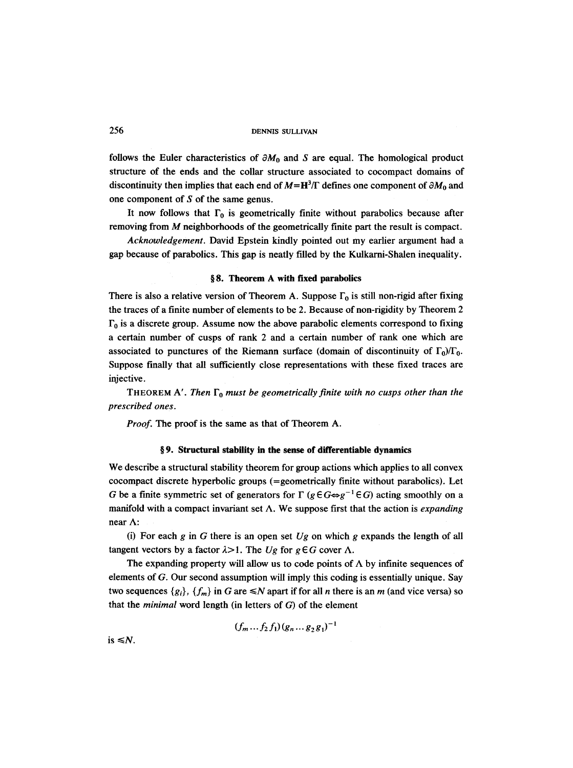follows the Euler characteristics of $\partial M_0$ and $S$ are equal. The homological product structure of the ends and the collar structure associated to cocompact domains of discontinuity then implies that each end of $M = \mathbf{H}^3/\Gamma$ defines one component of $\partial M_0$ and one component of $S$ of the same genus.

It now follows that $\Gamma_0$ is geometrically finite without parabolics because after removing from $M$ neighborhoods of the geometrically finite part the result is compact.

*Acknowledgement.* David Epstein kindly pointed out my earlier argument had a gap because of parabolics. This gap is neatly filled by the Kulkarni-Shalen inequality.

## § 8. Theorem A with fixed parabolics

There is also a relative version of Theorem A. Suppose $\Gamma_0$ is still non-rigid after fixing the traces of a finite number of elements to be 2. Because of non-rigidity by Theorem 2 $\Gamma_0$ is a discrete group. Assume now the above parabolic elements correspond to fixing a certain number of cusps of rank 2 and a certain number of rank one which are associated to punctures of the Riemann surface (domain of discontinuity of $\Gamma_0$)/$\Gamma_0$. Suppose finally that all sufficiently close representations with these fixed traces are injective.

THEOREM A′. *Then $\Gamma_0$ must be geometrically finite with no cusps other than the prescribed ones.*

*Proof.* The proof is the same as that of Theorem A.

## § 9. Structural stability in the sense of differentiable dynamics

We describe a structural stability theorem for group actions which applies to all convex cocompact discrete hyperbolic groups (=geometrically finite without parabolics). Let $G$ be a finite symmetric set of generators for $\Gamma$ ($g \in G \Leftrightarrow g^{-1} \in G$) acting smoothly on a manifold with a compact invariant set $\Lambda$. We suppose first that the action is *expanding* near $\Lambda$:

(i) For each $g$ in $G$ there is an open set $Ug$ on which $g$ expands the length of all tangent vectors by a factor $\lambda > 1$. The $Ug$ for $g \in G$ cover $\Lambda$.

The expanding property will allow us to code points of $\Lambda$ by infinite sequences of elements of $G$. Our second assumption will imply this coding is essentially unique. Say two sequences $\{g_i\}$, $\{f_m\}$ in $G$ are $\leq N$ apart if for all $n$ there is an $m$ (and vice versa) so that the *minimal* word length (in letters of $G$) of the element

$$(f_m \dots f_2 f_1)(g_n \dots g_2 g_1)^{-1}$$

is $\leq N$.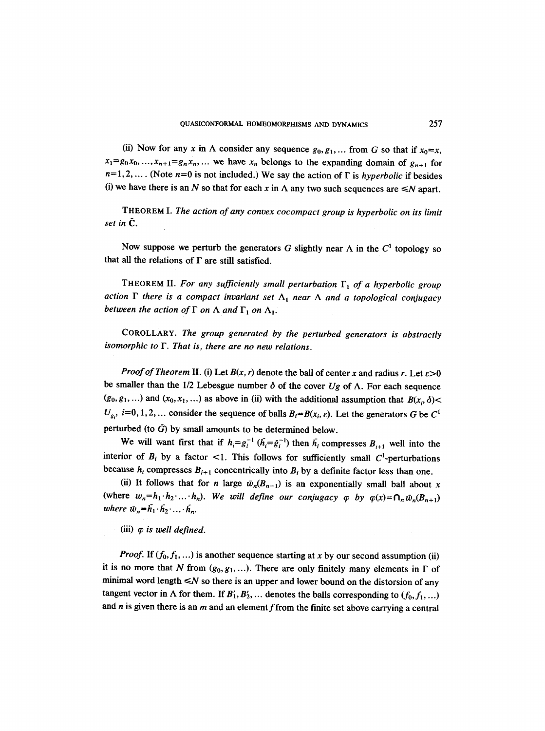(ii) Now for any $x$ in $\Lambda$ consider any sequence $g_0, g_1, \ldots$ from $G$ so that if $x_0 = x$, $x_1 = g_0 x_0, \ldots, x_{n+1} = g_n x_n, \ldots$ we have $x_n$ belongs to the expanding domain of $g_{n+1}$ for $n = 1, 2, \ldots$. (Note $n = 0$ is not included.) We say the action of $\Gamma$ is *hyperbolic* if besides (i) we have there is an $N$ so that for each $x$ in $\Lambda$ any two such sequences are $\leqslant N$ apart.

THEOREM I. *The action of any convex cocompact group is hyperbolic on its limit set in* $\bar{\mathbf{C}}$.

Now suppose we perturb the generators $G$ slightly near $\Lambda$ in the $C^1$ topology so that all the relations of $\Gamma$ are still satisfied.

THEOREM II. *For any sufficiently small perturbation* $\Gamma_1$ *of a hyperbolic group action* $\Gamma$ *there is a compact invariant set* $\Lambda_1$ *near* $\Lambda$ *and a topological conjugacy between the action of* $\Gamma$ *on* $\Lambda$ *and* $\Gamma_1$ *on* $\Lambda_1$.

COROLLARY. *The group generated by the perturbed generators is abstractly isomorphic to* $\Gamma$. *That is, there are no new relations.*

*Proof of Theorem* II. (i) Let $B(x, r)$ denote the ball of center $x$ and radius $r$. Let $\varepsilon > 0$ be smaller than the 1/2 Lebesgue number $\delta$ of the cover $Ug$ of $\Lambda$. For each sequence $(g_0, g_1, \ldots)$ and $(x_0, x_1, \ldots)$ as above in (ii) with the additional assumption that $B(x_i, \delta) < U_{g_i}$, $i = 0, 1, 2, \ldots$ consider the sequence of balls $B_i = B(x_i, \varepsilon)$. Let the generators $G$ be $C^1$ perturbed (to $\bar{G}$) by small amounts to be determined below.

We will want first that if $h_i = g_i^{-1}$ ($\bar{h}_i = \bar{g}_i^{-1}$) then $\bar{h}_i$ compresses $B_{i+1}$ well into the interior of $B_i$ by a factor $< 1$. This follows for sufficiently small $C^1$-perturbations because $h_i$ compresses $B_{i+1}$ concentrically into $B_i$ by a definite factor less than one.

(ii) It follows that for $n$ large $\bar{w}_n(B_{n+1})$ is an exponentially small ball about $x$ (where $w_n = h_1 \cdot h_2 \cdot \ldots \cdot h_n$). *We will define our conjugacy* $\varphi$ *by* $\varphi(x) = \bigcap_n \bar{w}_n(B_{n+1})$ *where* $\bar{w}_n = \bar{h}_1 \cdot \bar{h}_2 \cdot \ldots \cdot \bar{h}_n$.

(iii) $\varphi$ *is well defined.*

*Proof.* If $(f_0, f_1, \ldots)$ is another sequence starting at $x$ by our second assumption (ii) it is no more that $N$ from $(g_0, g_1, \ldots)$. There are only finitely many elements in $\Gamma$ of minimal word length $\leqslant N$ so there is an upper and lower bound on the distorsion of any tangent vector in $\Lambda$ for them. If $B_1', B_2', \ldots$ denotes the balls corresponding to $(f_0, f_1, \ldots)$ and $n$ is given there is an $m$ and an element $f$ from the finite set above carrying a central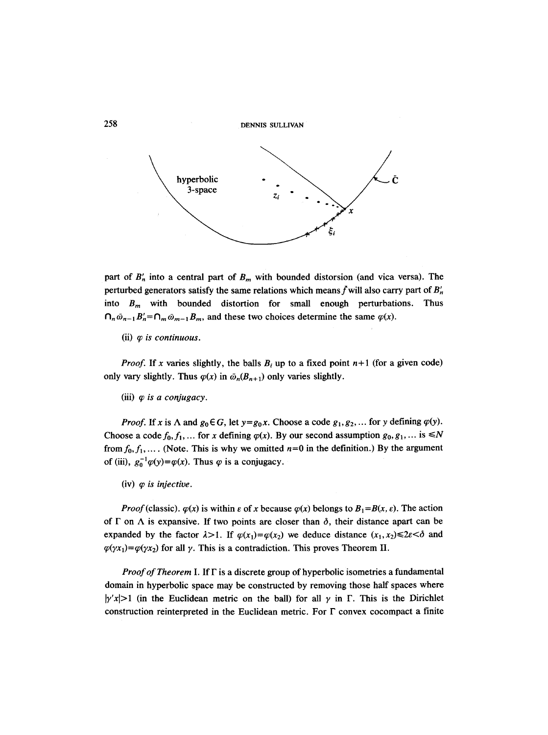part of $B'_n$ into a central part of $B_m$ with bounded distorsion (and vica versa). The perturbed generators satisfy the same relations which means $\tilde{f}$ will also carry part of $B'_n$ into $B_m$ with bounded distortion for small enough perturbations. Thus $\bigcap_n \bar{\omega}_{n-1} B'_n = \bigcap_m \bar{\omega}_{m-1} B_m$, and these two choices determine the same $\varphi(x)$.

(ii) *$\varphi$ is continuous.*

*Proof.* If $x$ varies slightly, the balls $B_i$ up to a fixed point $n+1$ (for a given code) only vary slightly. Thus $\varphi(x)$ in $\bar{\omega}_n(B_{n+1})$ only varies slightly.

(iii) *$\varphi$ is a conjugacy.*

*Proof.* If $x$ is $\Lambda$ and $g_0 \in G$, let $y = g_0 x$. Choose a code $g_1, g_2, \ldots$ for $y$ defining $\varphi(y)$. Choose a code $f_0, f_1, \ldots$ for $x$ defining $\varphi(x)$. By our second assumption $g_0, g_1, \ldots$ is $\leqslant N$ from $f_0, f_1, \ldots$. (Note. This is why we omitted $n=0$ in the definition.) By the argument of (iii), $g_0^{-1}\varphi(y) = \varphi(x)$. Thus $\varphi$ is a conjugacy.

(iv) *$\varphi$ is injective.*

*Proof* (classic). $\varphi(x)$ is within $\varepsilon$ of $x$ because $\varphi(x)$ belongs to $B_1 = B(x, \varepsilon)$. The action of $\Gamma$ on $\Lambda$ is expansive. If two points are closer than $\delta$, their distance apart can be expanded by the factor $\lambda > 1$. If $\varphi(x_1) = \varphi(x_2)$ we deduce distance $(x_1, x_2) \leqslant 2\varepsilon < \delta$ and $\varphi(\gamma x_1) = \varphi(\gamma x_2)$ for all $\gamma$. This is a contradiction. This proves Theorem II.

*Proof of Theorem* I. If $\Gamma$ is a discrete group of hyperbolic isometries a fundamental domain in hyperbolic space may be constructed by removing those half spaces where $|\gamma' x| > 1$ (in the Euclidean metric on the ball) for all $\gamma$ in $\Gamma$. This is the Dirichlet construction reinterpreted in the Euclidean metric. For $\Gamma$ convex cocompact a finite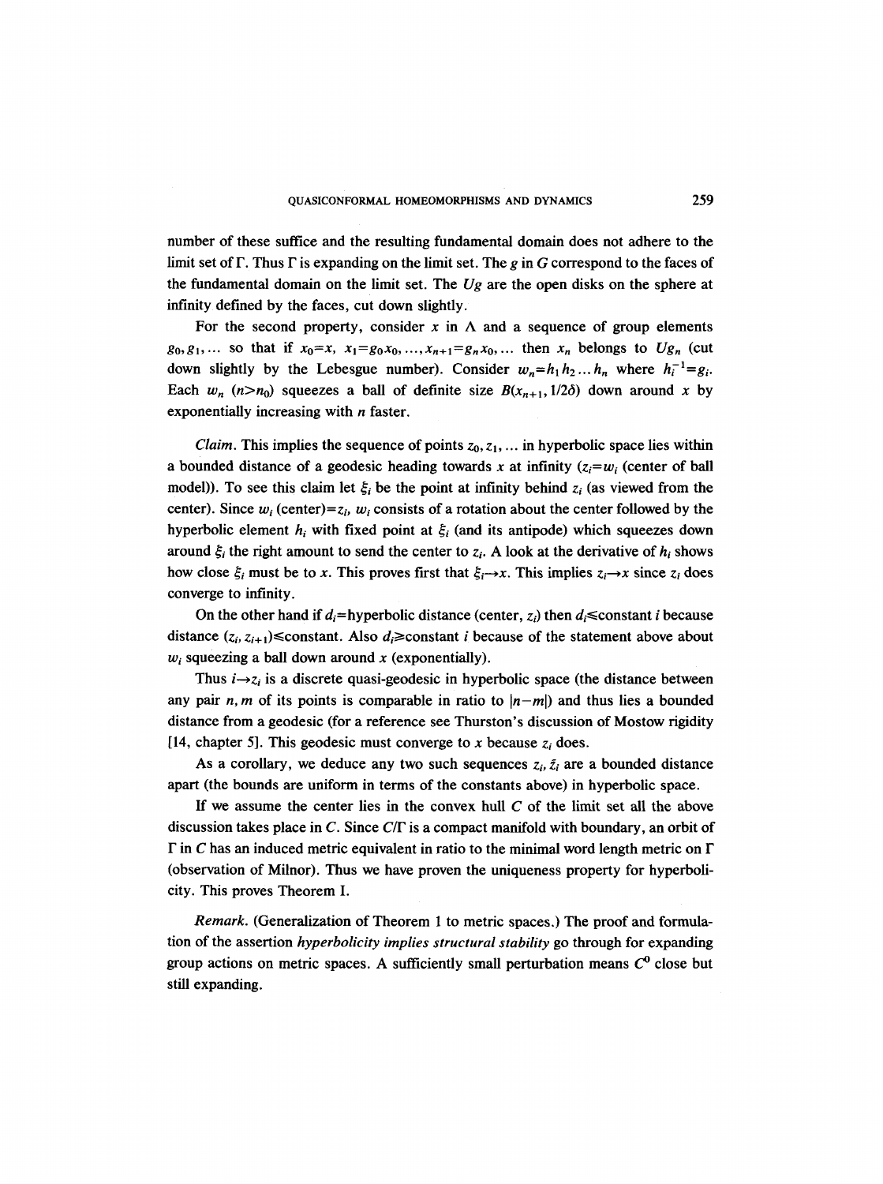number of these suffice and the resulting fundamental domain does not adhere to the limit set of $\Gamma$. Thus $\Gamma$ is expanding on the limit set. The $g$ in $G$ correspond to the faces of the fundamental domain on the limit set. The $Ug$ are the open disks on the sphere at infinity defined by the faces, cut down slightly.

For the second property, consider $x$ in $\Lambda$ and a sequence of group elements $g_0, g_1, \ldots$ so that if $x_0 = x$, $x_1 = g_0 x_0, \ldots, x_{n+1} = g_n x_0, \ldots$ then $x_n$ belongs to $Ug_n$ (cut down slightly by the Lebesgue number). Consider $w_n = h_1 h_2 \ldots h_n$ where $h_i^{-1} = g_i$. Each $w_n$ $(n > n_0)$ squeezes a ball of definite size $B(x_{n+1}, 1/2\delta)$ down around $x$ by exponentially increasing with $n$ faster.

*Claim.* This implies the sequence of points $z_0, z_1, \ldots$ in hyperbolic space lies within a bounded distance of a geodesic heading towards $x$ at infinity ($z_i = w_i$ (center of ball model)). To see this claim let $\xi_i$ be the point at infinity behind $z_i$ (as viewed from the center). Since $w_i$ (center)$= z_i$, $w_i$ consists of a rotation about the center followed by the hyperbolic element $h_i$ with fixed point at $\xi_i$ (and its antipode) which squeezes down around $\xi_i$ the right amount to send the center to $z_i$. A look at the derivative of $h_i$ shows how close $\xi_i$ must be to $x$. This proves first that $\xi_i \to x$. This implies $z_i \to x$ since $z_i$ does converge to infinity.

On the other hand if $d_i$=hyperbolic distance (center, $z_i$) then $d_i \leq$ constant $i$ because distance $(z_i, z_{i+1}) \leq$ constant. Also $d_i \geq$ constant $i$ because of the statement above about $w_i$ squeezing a ball down around $x$ (exponentially).

Thus $i \to z_i$ is a discrete quasi-geodesic in hyperbolic space (the distance between any pair $n, m$ of its points is comparable in ratio to $|n-m|$) and thus lies a bounded distance from a geodesic (for a reference see Thurston's discussion of Mostow rigidity [14, chapter 5]. This geodesic must converge to $x$ because $z_i$ does.

As a corollary, we deduce any two such sequences $z_i, \bar{z}_i$ are a bounded distance apart (the bounds are uniform in terms of the constants above) in hyperbolic space.

If we assume the center lies in the convex hull $C$ of the limit set all the above discussion takes place in $C$. Since $C/\Gamma$ is a compact manifold with boundary, an orbit of $\Gamma$ in $C$ has an induced metric equivalent in ratio to the minimal word length metric on $\Gamma$ (observation of Milnor). Thus we have proven the uniqueness property for hyperbolicity. This proves Theorem I.

*Remark.* (Generalization of Theorem 1 to metric spaces.) The proof and formulation of the assertion *hyperbolicity implies structural stability* go through for expanding group actions on metric spaces. A sufficiently small perturbation means $C^0$ close but still expanding.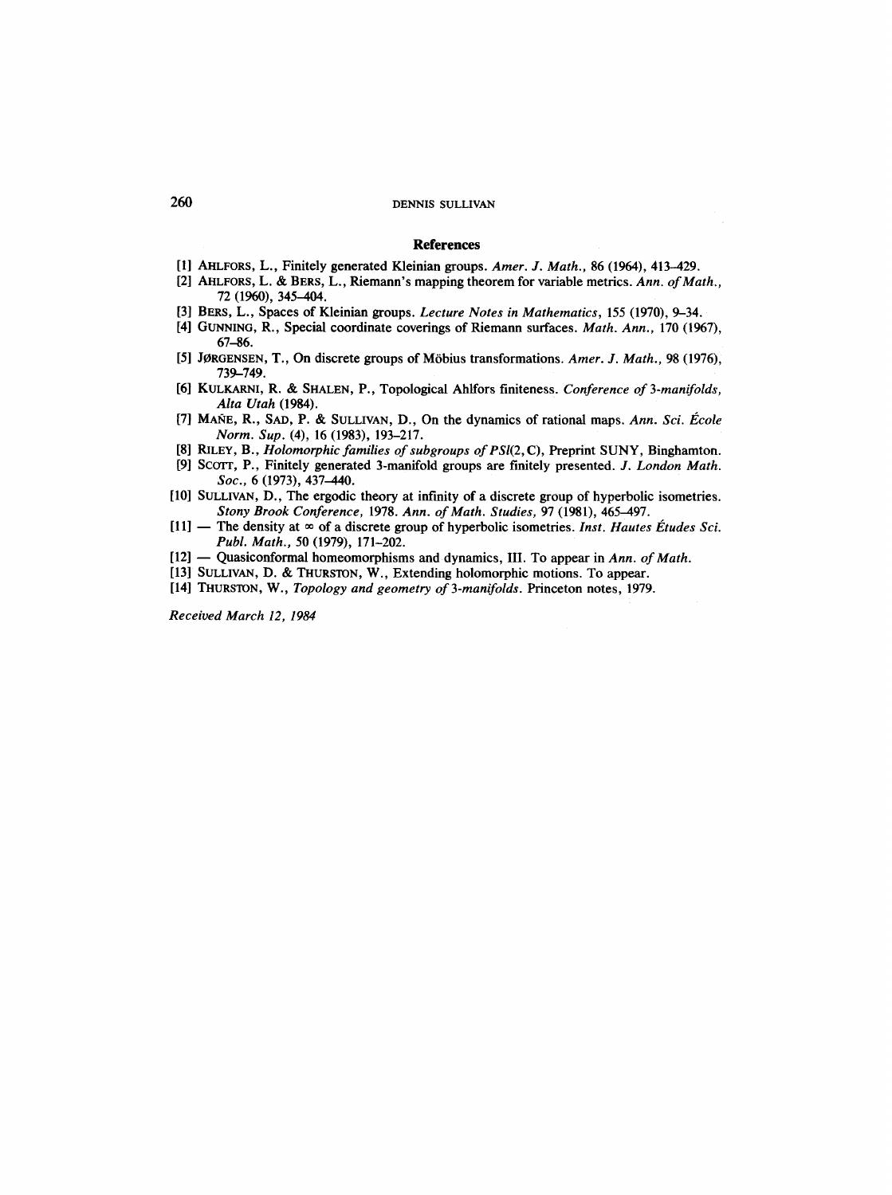## References

[1] AHLFORS, L., Finitely generated Kleinian groups. *Amer. J. Math.*, 86 (1964), 413–429.

[2] AHLFORS, L. & BERS, L., Riemann's mapping theorem for variable metrics. *Ann. of Math.*, 72 (1960), 345–404.

[3] BERS, L., Spaces of Kleinian groups. *Lecture Notes in Mathematics*, 155 (1970), 9–34.

[4] GUNNING, R., Special coordinate coverings of Riemann surfaces. *Math. Ann.*, 170 (1967), 67–86.

[5] JØRGENSEN, T., On discrete groups of Möbius transformations. *Amer. J. Math.*, 98 (1976), 739–749.

[6] KULKARNI, R. & SHALEN, P., Topological Ahlfors finiteness. *Conference of* 3*-manifolds, Alta Utah* (1984).

[7] MAÑE, R., SAD, P. & SULLIVAN, D., On the dynamics of rational maps. *Ann. Sci. École Norm. Sup.* (4), 16 (1983), 193–217.

[8] RILEY, B., *Holomorphic families of subgroups of* $PSl(2, \mathbf{C})$, Preprint SUNY, Binghamton.

[9] SCOTT, P., Finitely generated 3-manifold groups are finitely presented. *J. London Math. Soc.*, 6 (1973), 437–440.

[10] SULLIVAN, D., The ergodic theory at infinity of a discrete group of hyperbolic isometries. *Stony Brook Conference*, 1978. *Ann. of Math. Studies*, 97 (1981), 465–497.

[11] — The density at $\infty$ of a discrete group of hyperbolic isometries. *Inst. Hautes Études Sci. Publ. Math.*, 50 (1979), 171–202.

[12] — Quasiconformal homeomorphisms and dynamics, III. To appear in *Ann. of Math.*

[13] SULLIVAN, D. & THURSTON, W., Extending holomorphic motions. To appear.

[14] THURSTON, W., *Topology and geometry of* 3*-manifolds*. Princeton notes, 1979.

*Received March 12, 1984*